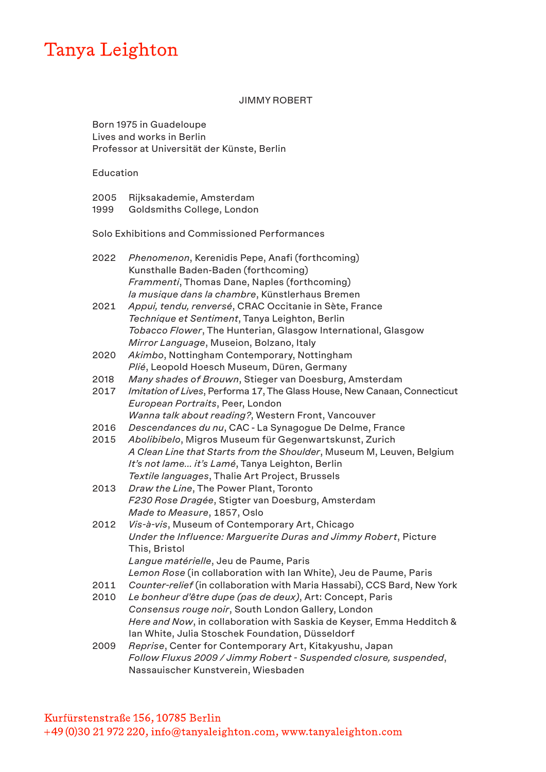# Tanya Leighton

## JIMMY ROBERT

Born 1975 in Guadeloupe
Lives and works in Berlin
Professor at Universität der Künste, Berlin

### Education

2005 Rijksakademie, Amsterdam
1999 Goldsmiths College, London

### Solo Exhibitions and Commissioned Performances

**2022**
*Phenomenon*, Kerenidis Pepe, Anafi (forthcoming)
Kunsthalle Baden-Baden (forthcoming)
*Frammenti*, Thomas Dane, Naples (forthcoming)
*la musique dans la chambre*, Künstlerhaus Bremen

**2021**
*Appui, tendu, renversé*, CRAC Occitanie in Sète, France
*Technique et Sentiment*, Tanya Leighton, Berlin
*Tobacco Flower*, The Hunterian, Glasgow International, Glasgow
*Mirror Language*, Museion, Bolzano, Italy

**2020**
*Akimbo*, Nottingham Contemporary, Nottingham
*Plié*, Leopold Hoesch Museum, Düren, Germany

**2018**
*Many shades of Brouwn*, Stieger van Doesburg, Amsterdam

**2017**
*Imitation of Lives*, Performa 17, The Glass House, New Canaan, Connecticut
*European Portraits*, Peer, London
*Wanna talk about reading?*, Western Front, Vancouver

**2016**
*Descendances du nu*, CAC - La Synagogue De Delme, France

**2015**
*Abolibibelo*, Migros Museum für Gegenwartskunst, Zurich
*A Clean Line that Starts from the Shoulder*, Museum M, Leuven, Belgium
*It's not lame... it's Lamé*, Tanya Leighton, Berlin
*Textile languages*, Thalie Art Project, Brussels

**2013**
*Draw the Line*, The Power Plant, Toronto
*F230 Rose Dragée*, Stigter van Doesburg, Amsterdam
*Made to Measure*, 1857, Oslo

**2012**
*Vis-à-vis*, Museum of Contemporary Art, Chicago
*Under the Influence: Marguerite Duras and Jimmy Robert*, Picture This, Bristol
*Langue matérielle*, Jeu de Paume, Paris
*Lemon Rose* (in collaboration with Ian White), Jeu de Paume, Paris

**2011**
*Counter-relief* (in collaboration with Maria Hassabi), CCS Bard, New York

**2010**
*Le bonheur d'être dupe (pas de deux)*, Art: Concept, Paris
*Consensus rouge noir*, South London Gallery, London
*Here and Now*, in collaboration with Saskia de Keyser, Emma Hedditch & Ian White, Julia Stoschek Foundation, Düsseldorf

**2009**
*Reprise*, Center for Contemporary Art, Kitakyushu, Japan
*Follow Fluxus 2009 / Jimmy Robert - Suspended closure, suspended*, Nassauischer Kunstverein, Wiesbaden

Kurfürstenstraße 156, 10785 Berlin
+49 (0)30 21 972 220, info@tanyaleighton.com, www.tanyaleighton.com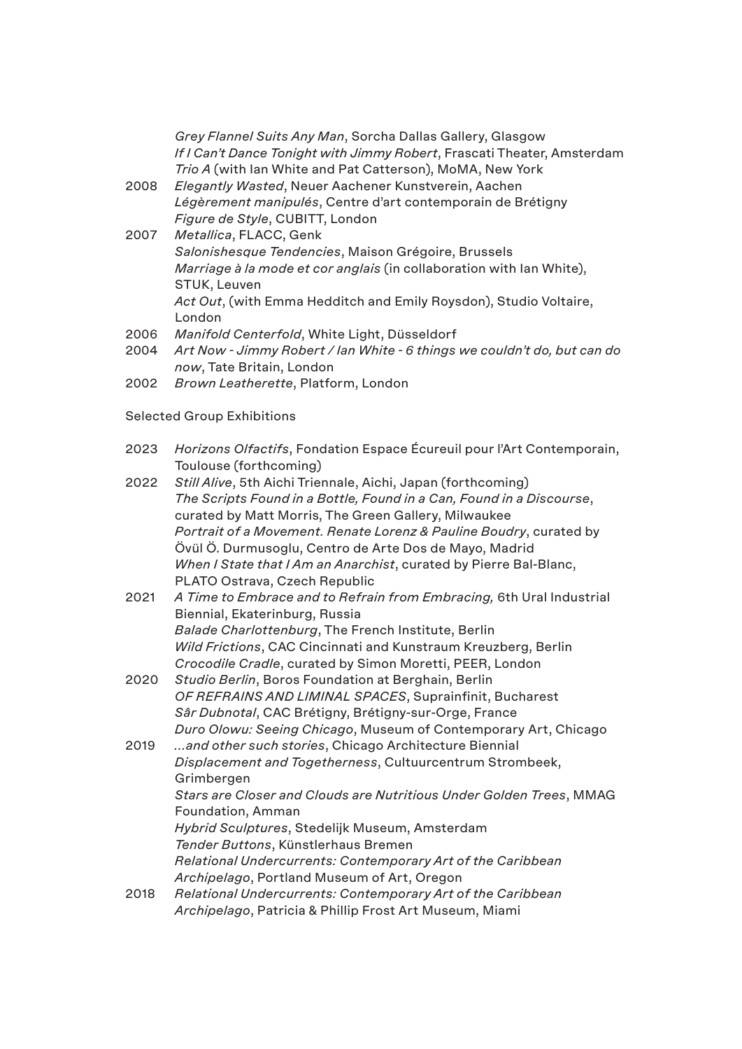*Grey Flannel Suits Any Man*, Sorcha Dallas Gallery, Glasgow
*If I Can't Dance Tonight with Jimmy Robert*, Frascati Theater, Amsterdam
*Trio A* (with Ian White and Pat Catterson), MoMA, New York

2008 *Elegantly Wasted*, Neuer Aachener Kunstverein, Aachen
*Légèrement manipulés*, Centre d'art contemporain de Brétigny
*Figure de Style*, CUBITT, London

2007 *Metallica*, FLACC, Genk
*Salonishesque Tendencies*, Maison Grégoire, Brussels
*Marriage à la mode et cor anglais* (in collaboration with Ian White), STUK, Leuven
*Act Out*, (with Emma Hedditch and Emily Roysdon), Studio Voltaire, London

2006 *Manifold Centerfold*, White Light, Düsseldorf

2004 *Art Now - Jimmy Robert / Ian White - 6 things we couldn't do, but can do now*, Tate Britain, London

2002 *Brown Leatherette*, Platform, London

Selected Group Exhibitions

2023 *Horizons Olfactifs*, Fondation Espace Écureuil pour l'Art Contemporain, Toulouse (forthcoming)

2022 *Still Alive*, 5th Aichi Triennale, Aichi, Japan (forthcoming)
*The Scripts Found in a Bottle, Found in a Can, Found in a Discourse*, curated by Matt Morris, The Green Gallery, Milwaukee
*Portrait of a Movement. Renate Lorenz & Pauline Boudry*, curated by Övül Ö. Durmusoglu, Centro de Arte Dos de Mayo, Madrid
*When I State that I Am an Anarchist*, curated by Pierre Bal-Blanc, PLATO Ostrava, Czech Republic

2021 *A Time to Embrace and to Refrain from Embracing,* 6th Ural Industrial Biennial, Ekaterinburg, Russia
*Balade Charlottenburg*, The French Institute, Berlin
*Wild Frictions*, CAC Cincinnati and Kunstraum Kreuzberg, Berlin
*Crocodile Cradle*, curated by Simon Moretti, PEER, London

2020 *Studio Berlin*, Boros Foundation at Berghain, Berlin
*OF REFRAINS AND LIMINAL SPACES*, Suprainfinit, Bucharest
*Sâr Dubnotal*, CAC Brétigny, Brétigny-sur-Orge, France
*Duro Olowu: Seeing Chicago*, Museum of Contemporary Art, Chicago

2019 *...and other such stories*, Chicago Architecture Biennial
*Displacement and Togetherness*, Cultuurcentrum Strombeek, Grimbergen
*Stars are Closer and Clouds are Nutritious Under Golden Trees*, MMAG Foundation, Amman
*Hybrid Sculptures*, Stedelijk Museum, Amsterdam
*Tender Buttons*, Künstlerhaus Bremen
*Relational Undercurrents: Contemporary Art of the Caribbean Archipelago*, Portland Museum of Art, Oregon

2018 *Relational Undercurrents: Contemporary Art of the Caribbean Archipelago*, Patricia & Phillip Frost Art Museum, Miami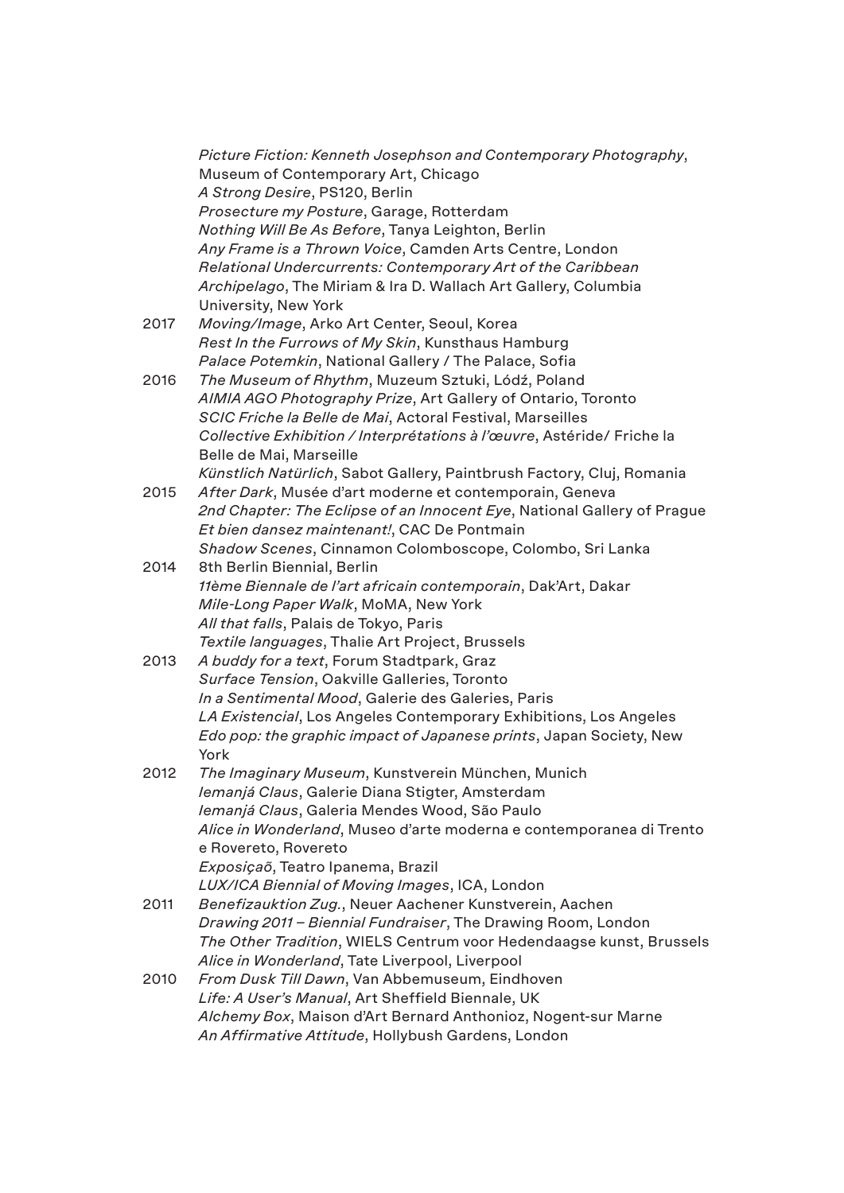*Picture Fiction: Kenneth Josephson and Contemporary Photography*, Museum of Contemporary Art, Chicago
*A Strong Desire*, PS120, Berlin
*Prosecture my Posture*, Garage, Rotterdam
*Nothing Will Be As Before*, Tanya Leighton, Berlin
*Any Frame is a Thrown Voice*, Camden Arts Centre, London
*Relational Undercurrents: Contemporary Art of the Caribbean Archipelago*, The Miriam & Ira D. Wallach Art Gallery, Columbia University, New York

2017 *Moving/Image*, Arko Art Center, Seoul, Korea
*Rest In the Furrows of My Skin*, Kunsthaus Hamburg
*Palace Potemkin*, National Gallery / The Palace, Sofia

2016 *The Museum of Rhythm*, Muzeum Sztuki, Lódź, Poland
*AIMIA AGO Photography Prize*, Art Gallery of Ontario, Toronto
*SCIC Friche la Belle de Mai*, Actoral Festival, Marseilles
*Collective Exhibition / Interprétations à l'œuvre*, Astéride/ Friche la Belle de Mai, Marseille
*Künstlich Natürlich*, Sabot Gallery, Paintbrush Factory, Cluj, Romania

2015 *After Dark*, Musée d'art moderne et contemporain, Geneva
*2nd Chapter: The Eclipse of an Innocent Eye*, National Gallery of Prague
*Et bien dansez maintenant!*, CAC De Pontmain
*Shadow Scenes*, Cinnamon Colomboscope, Colombo, Sri Lanka

2014 8th Berlin Biennial, Berlin
*11ème Biennale de l'art africain contemporain*, Dak'Art, Dakar
*Mile-Long Paper Walk*, MoMA, New York
*All that falls*, Palais de Tokyo, Paris
*Textile languages*, Thalie Art Project, Brussels

2013 *A buddy for a text*, Forum Stadtpark, Graz
*Surface Tension*, Oakville Galleries, Toronto
*In a Sentimental Mood*, Galerie des Galeries, Paris
*LA Existencial*, Los Angeles Contemporary Exhibitions, Los Angeles
*Edo pop: the graphic impact of Japanese prints*, Japan Society, New York

2012 *The Imaginary Museum*, Kunstverein München, Munich
*Iemanjá Claus*, Galerie Diana Stigter, Amsterdam
*Iemanjá Claus*, Galeria Mendes Wood, São Paulo
*Alice in Wonderland*, Museo d'arte moderna e contemporanea di Trento e Rovereto, Rovereto
*Exposiçaõ*, Teatro Ipanema, Brazil
*LUX/ICA Biennial of Moving Images*, ICA, London

2011 *Benefizauktion Zug.*, Neuer Aachener Kunstverein, Aachen
*Drawing 2011 – Biennial Fundraiser*, The Drawing Room, London
*The Other Tradition*, WIELS Centrum voor Hedendaagse kunst, Brussels
*Alice in Wonderland*, Tate Liverpool, Liverpool

2010 *From Dusk Till Dawn*, Van Abbemuseum, Eindhoven
*Life: A User's Manual*, Art Sheffield Biennale, UK
*Alchemy Box*, Maison d'Art Bernard Anthonioz, Nogent-sur Marne
*An Affirmative Attitude*, Hollybush Gardens, London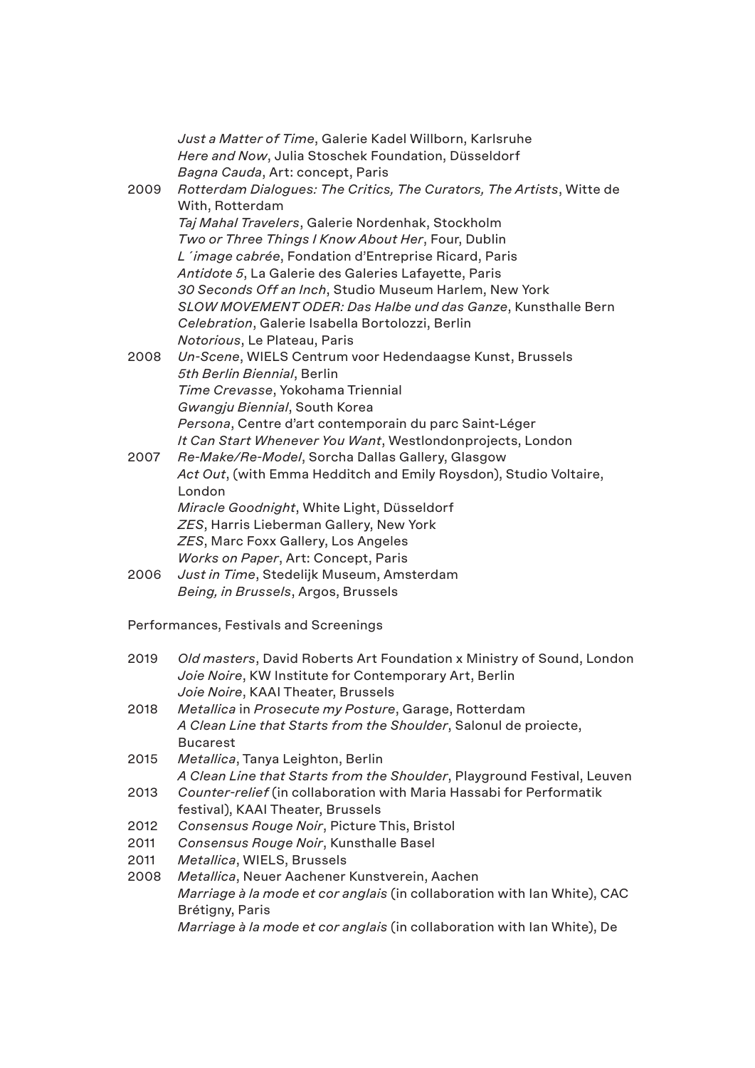*Just a Matter of Time*, Galerie Kadel Willborn, Karlsruhe
*Here and Now*, Julia Stoschek Foundation, Düsseldorf
*Bagna Cauda*, Art: concept, Paris

2009 *Rotterdam Dialogues: The Critics, The Curators, The Artists*, Witte de With, Rotterdam
*Taj Mahal Travelers*, Galerie Nordenhak, Stockholm
*Two or Three Things I Know About Her*, Four, Dublin
*L´image cabrée*, Fondation d'Entreprise Ricard, Paris
*Antidote 5*, La Galerie des Galeries Lafayette, Paris
*30 Seconds Off an Inch*, Studio Museum Harlem, New York
*SLOW MOVEMENT ODER: Das Halbe und das Ganze*, Kunsthalle Bern
*Celebration*, Galerie Isabella Bortolozzi, Berlin
*Notorious*, Le Plateau, Paris

2008 *Un-Scene*, WIELS Centrum voor Hedendaagse Kunst, Brussels
*5th Berlin Biennial*, Berlin
*Time Crevasse*, Yokohama Triennial
*Gwangju Biennial*, South Korea
*Persona*, Centre d'art contemporain du parc Saint-Léger
*It Can Start Whenever You Want*, Westlondonprojects, London

2007 *Re-Make/Re-Model*, Sorcha Dallas Gallery, Glasgow
*Act Out*, (with Emma Hedditch and Emily Roysdon), Studio Voltaire, London
*Miracle Goodnight*, White Light, Düsseldorf
*ZES*, Harris Lieberman Gallery, New York
*ZES*, Marc Foxx Gallery, Los Angeles
*Works on Paper*, Art: Concept, Paris

2006 *Just in Time*, Stedelijk Museum, Amsterdam
*Being, in Brussels*, Argos, Brussels

Performances, Festivals and Screenings

2019 *Old masters*, David Roberts Art Foundation x Ministry of Sound, London
*Joie Noire*, KW Institute for Contemporary Art, Berlin
*Joie Noire*, KAAI Theater, Brussels

2018 *Metallica* in *Prosecute my Posture*, Garage, Rotterdam
*A Clean Line that Starts from the Shoulder*, Salonul de proiecte, Bucarest

2015 *Metallica*, Tanya Leighton, Berlin
*A Clean Line that Starts from the Shoulder*, Playground Festival, Leuven

2013 *Counter-relief* (in collaboration with Maria Hassabi for Performatik festival), KAAI Theater, Brussels

2012 *Consensus Rouge Noir*, Picture This, Bristol

2011 *Consensus Rouge Noir*, Kunsthalle Basel

2011 *Metallica*, WIELS, Brussels

2008 *Metallica*, Neuer Aachener Kunstverein, Aachen
*Marriage à la mode et cor anglais* (in collaboration with Ian White), CAC Brétigny, Paris
*Marriage à la mode et cor anglais* (in collaboration with Ian White), De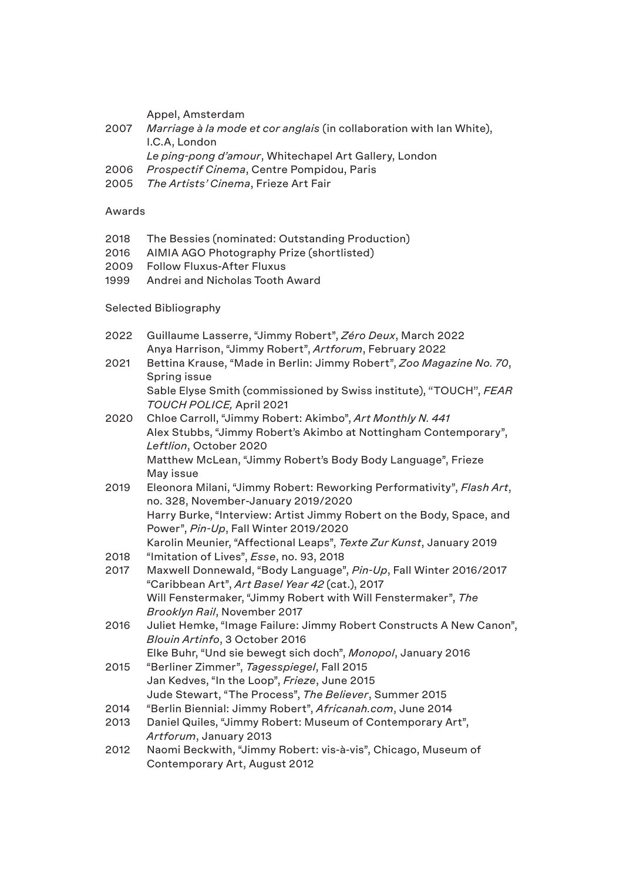Appel, Amsterdam

2007 *Marriage à la mode et cor anglais* (in collaboration with Ian White), I.C.A, London
*Le ping-pong d'amour*, Whitechapel Art Gallery, London

2006 *Prospectif Cinema*, Centre Pompidou, Paris

2005 *The Artists' Cinema*, Frieze Art Fair

Awards

2018 The Bessies (nominated: Outstanding Production)

2016 AIMIA AGO Photography Prize (shortlisted)

2009 Follow Fluxus-After Fluxus

1999 Andrei and Nicholas Tooth Award

Selected Bibliography

2022 Guillaume Lasserre, "Jimmy Robert", *Zéro Deux*, March 2022
Anya Harrison, "Jimmy Robert", *Artforum*, February 2022

2021 Bettina Krause, "Made in Berlin: Jimmy Robert", *Zoo Magazine No. 70*, Spring issue
Sable Elyse Smith (commissioned by Swiss institute), "TOUCH", *FEAR TOUCH POLICE,* April 2021

2020 Chloe Carroll, "Jimmy Robert: Akimbo", *Art Monthly N. 441*
Alex Stubbs, "Jimmy Robert's Akimbo at Nottingham Contemporary", *Leftlion*, October 2020
Matthew McLean, "Jimmy Robert's Body Body Language", Frieze May issue

2019 Eleonora Milani, "Jimmy Robert: Reworking Performativity", *Flash Art*, no. 328, November-January 2019/2020
Harry Burke, "Interview: Artist Jimmy Robert on the Body, Space, and Power", *Pin-Up*, Fall Winter 2019/2020
Karolin Meunier, "Affectional Leaps", *Texte Zur Kunst*, January 2019

2018 "Imitation of Lives", *Esse*, no. 93, 2018

2017 Maxwell Donnewald, "Body Language", *Pin-Up*, Fall Winter 2016/2017
"Caribbean Art", *Art Basel Year 42* (cat.), 2017
Will Fenstermaker, "Jimmy Robert with Will Fenstermaker", *The Brooklyn Rail*, November 2017

2016 Juliet Hemke, "Image Failure: Jimmy Robert Constructs A New Canon", *Blouin Artinfo*, 3 October 2016
Elke Buhr, "Und sie bewegt sich doch", *Monopol*, January 2016

2015 "Berliner Zimmer", *Tagesspiegel*, Fall 2015
Jan Kedves, "In the Loop", *Frieze*, June 2015
Jude Stewart, "The Process", *The Believer*, Summer 2015

2014 "Berlin Biennial: Jimmy Robert", *Africanah.com*, June 2014

2013 Daniel Quiles, "Jimmy Robert: Museum of Contemporary Art", *Artforum*, January 2013

2012 Naomi Beckwith, "Jimmy Robert: vis-à-vis", Chicago, Museum of Contemporary Art, August 2012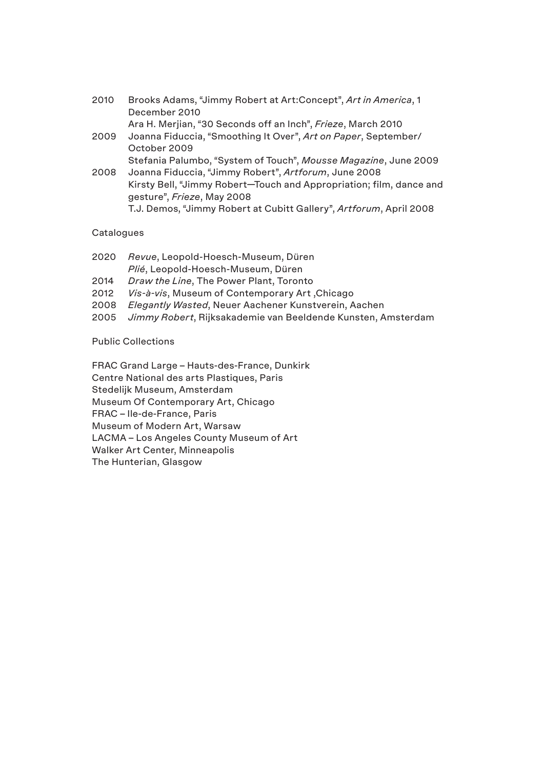2010 Brooks Adams, “Jimmy Robert at Art:Concept”, *Art in America*, 1 December 2010
Ara H. Merjian, “30 Seconds off an Inch”, *Frieze*, March 2010

2009 Joanna Fiduccia, “Smoothing It Over”, *Art on Paper*, September/ October 2009
Stefania Palumbo, “System of Touch”, *Mousse Magazine*, June 2009

2008 Joanna Fiduccia, “Jimmy Robert”, *Artforum*, June 2008
Kirsty Bell, “Jimmy Robert—Touch and Appropriation; film, dance and gesture”, *Frieze*, May 2008
T.J. Demos, “Jimmy Robert at Cubitt Gallery”, *Artforum*, April 2008

Catalogues

2020 *Revue*, Leopold-Hoesch-Museum, Düren
*Plié*, Leopold-Hoesch-Museum, Düren

2014 *Draw the Line*, The Power Plant, Toronto

2012 *Vis-à-vis*, Museum of Contemporary Art ,Chicago

2008 *Elegantly Wasted*, Neuer Aachener Kunstverein, Aachen

2005 *Jimmy Robert*, Rijksakademie van Beeldende Kunsten, Amsterdam

Public Collections

FRAC Grand Large – Hauts-des-France, Dunkirk
Centre National des arts Plastiques, Paris
Stedelijk Museum, Amsterdam
Museum Of Contemporary Art, Chicago
FRAC – Ile-de-France, Paris
Museum of Modern Art, Warsaw
LACMA – Los Angeles County Museum of Art
Walker Art Center, Minneapolis
The Hunterian, Glasgow